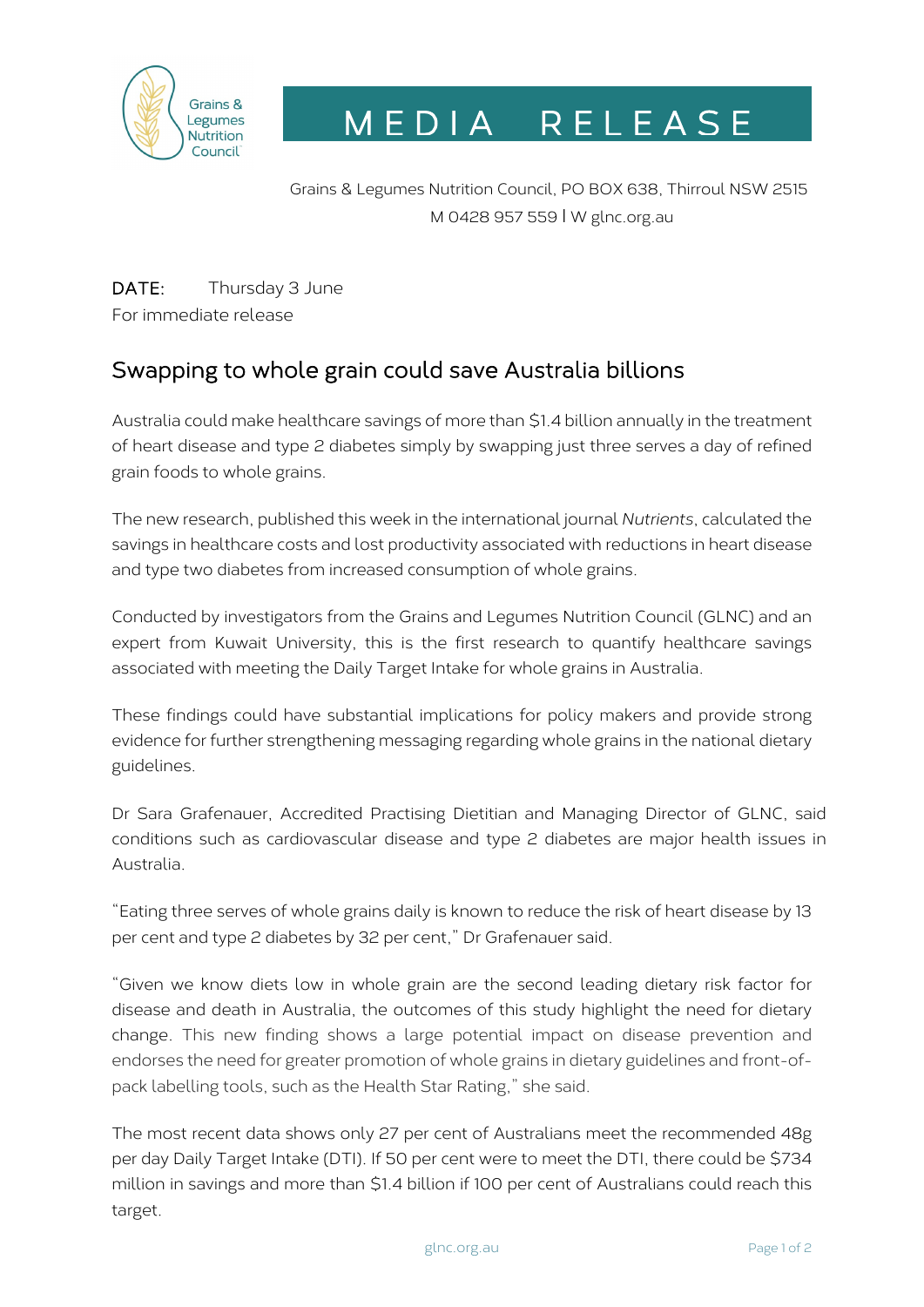# MEDIA RELEASE

Grains & Legumes Nutrition Council, PO BOX 638, Thirroul NSW 2515
M 0428 957 559 | W glnc.org.au

**DATE:** Thursday 3 June
For immediate release

## Swapping to whole grain could save Australia billions

Australia could make healthcare savings of more than $1.4 billion annually in the treatment of heart disease and type 2 diabetes simply by swapping just three serves a day of refined grain foods to whole grains.

The new research, published this week in the international journal *Nutrients*, calculated the savings in healthcare costs and lost productivity associated with reductions in heart disease and type two diabetes from increased consumption of whole grains.

Conducted by investigators from the Grains and Legumes Nutrition Council (GLNC) and an expert from Kuwait University, this is the first research to quantify healthcare savings associated with meeting the Daily Target Intake for whole grains in Australia.

These findings could have substantial implications for policy makers and provide strong evidence for further strengthening messaging regarding whole grains in the national dietary guidelines.

Dr Sara Grafenauer, Accredited Practising Dietitian and Managing Director of GLNC, said conditions such as cardiovascular disease and type 2 diabetes are major health issues in Australia.

"Eating three serves of whole grains daily is known to reduce the risk of heart disease by 13 per cent and type 2 diabetes by 32 per cent," Dr Grafenauer said.

"Given we know diets low in whole grain are the second leading dietary risk factor for disease and death in Australia, the outcomes of this study highlight the need for dietary change. This new finding shows a large potential impact on disease prevention and endorses the need for greater promotion of whole grains in dietary guidelines and front-of-pack labelling tools, such as the Health Star Rating," she said.

The most recent data shows only 27 per cent of Australians meet the recommended 48g per day Daily Target Intake (DTI). If 50 per cent were to meet the DTI, there could be $734 million in savings and more than $1.4 billion if 100 per cent of Australians could reach this target.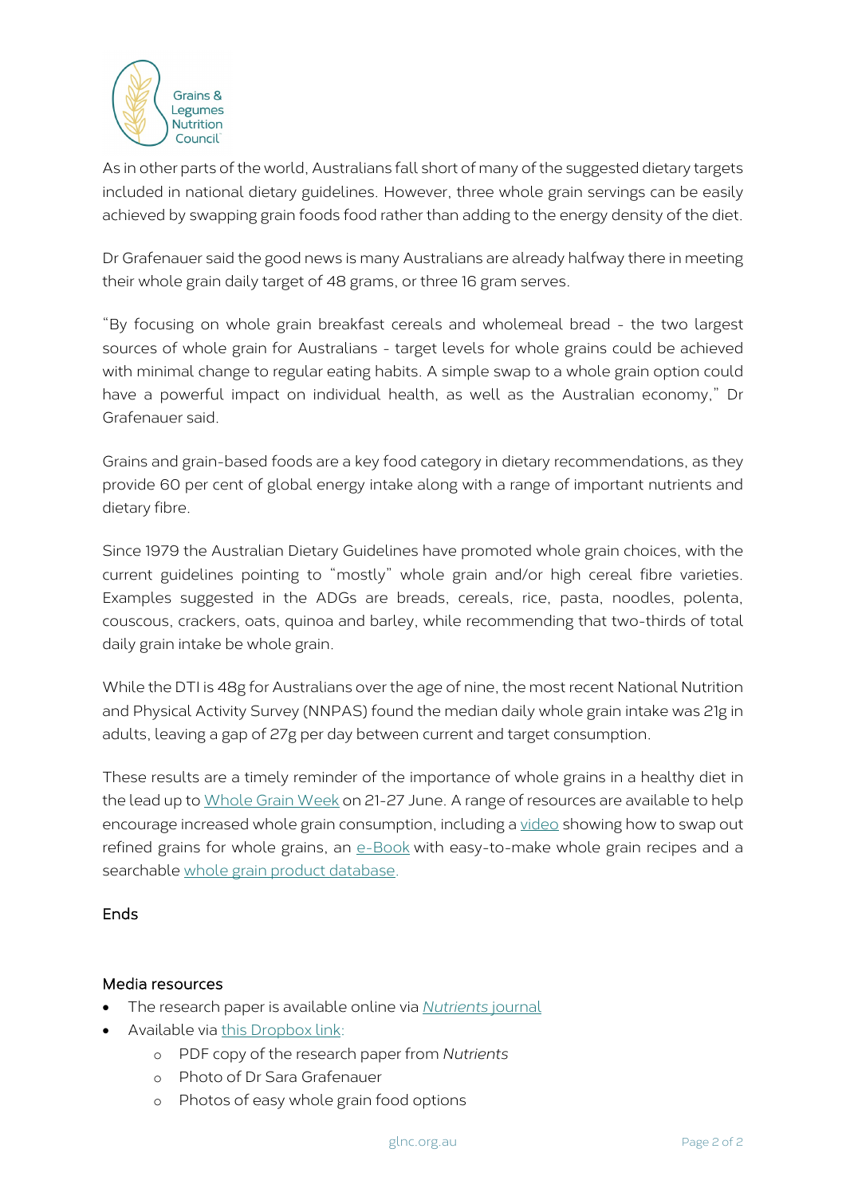As in other parts of the world, Australians fall short of many of the suggested dietary targets included in national dietary guidelines. However, three whole grain servings can be easily achieved by swapping grain foods food rather than adding to the energy density of the diet.

Dr Grafenauer said the good news is many Australians are already halfway there in meeting their whole grain daily target of 48 grams, or three 16 gram serves.

"By focusing on whole grain breakfast cereals and wholemeal bread - the two largest sources of whole grain for Australians - target levels for whole grains could be achieved with minimal change to regular eating habits. A simple swap to a whole grain option could have a powerful impact on individual health, as well as the Australian economy," Dr Grafenauer said.

Grains and grain-based foods are a key food category in dietary recommendations, as they provide 60 per cent of global energy intake along with a range of important nutrients and dietary fibre.

Since 1979 the Australian Dietary Guidelines have promoted whole grain choices, with the current guidelines pointing to "mostly" whole grain and/or high cereal fibre varieties. Examples suggested in the ADGs are breads, cereals, rice, pasta, noodles, polenta, couscous, crackers, oats, quinoa and barley, while recommending that two-thirds of total daily grain intake be whole grain.

While the DTI is 48g for Australians over the age of nine, the most recent National Nutrition and Physical Activity Survey (NNPAS) found the median daily whole grain intake was 21g in adults, leaving a gap of 27g per day between current and target consumption.

These results are a timely reminder of the importance of whole grains in a healthy diet in the lead up to Whole Grain Week on 21-27 June. A range of resources are available to help encourage increased whole grain consumption, including a video showing how to swap out refined grains for whole grains, an e-Book with easy-to-make whole grain recipes and a searchable whole grain product database.

Ends

## Media resources

- The research paper is available online via *Nutrients* journal
- Available via this Dropbox link:
  - PDF copy of the research paper from *Nutrients*
  - Photo of Dr Sara Grafenauer
  - Photos of easy whole grain food options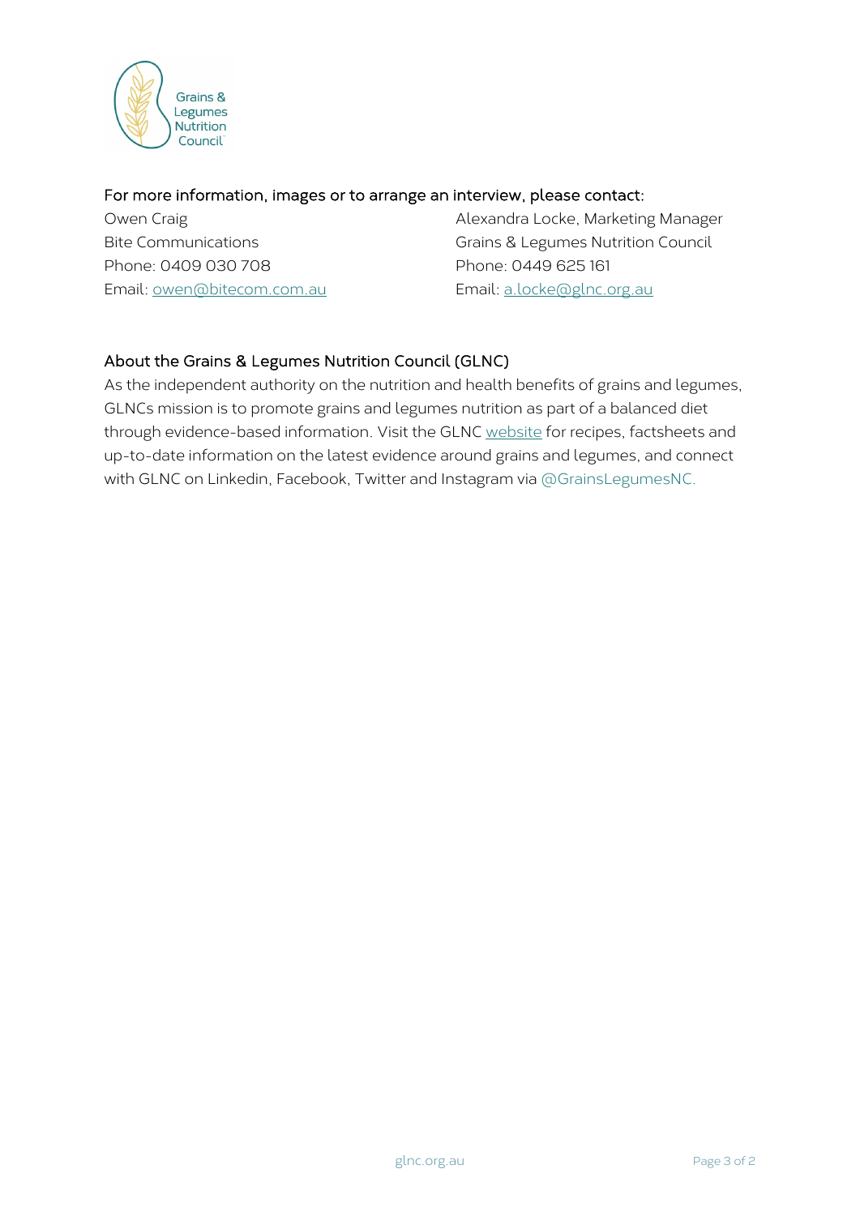For more information, images or to arrange an interview, please contact:

Owen Craig
Bite Communications
Phone: 0409 030 708
Email: owen@bitecom.com.au

Alexandra Locke, Marketing Manager
Grains & Legumes Nutrition Council
Phone: 0449 625 161
Email: a.locke@glnc.org.au

## About the Grains & Legumes Nutrition Council (GLNC)

As the independent authority on the nutrition and health benefits of grains and legumes, GLNCs mission is to promote grains and legumes nutrition as part of a balanced diet through evidence-based information. Visit the GLNC website for recipes, factsheets and up-to-date information on the latest evidence around grains and legumes, and connect with GLNC on Linkedin, Facebook, Twitter and Instagram via @GrainsLegumesNC.